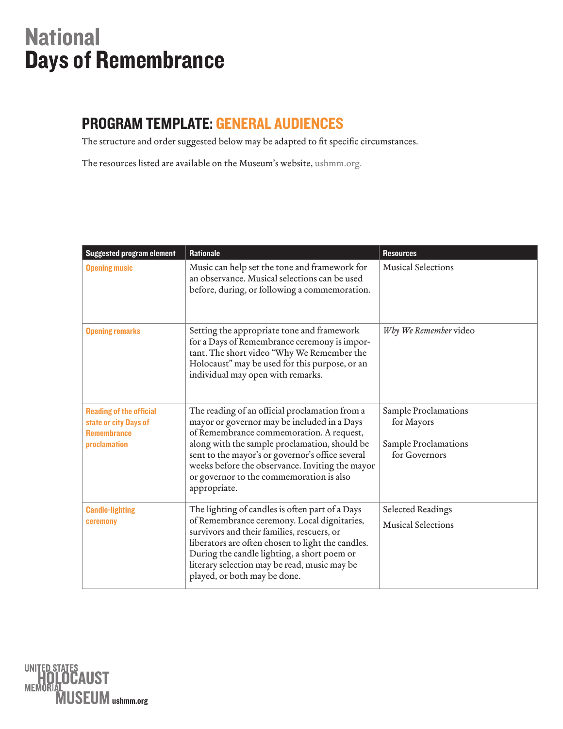# National Days of Remembrance

## PROGRAM TEMPLATE: GENERAL AUDIENCES

The structure and order suggested below may be adapted to fit specific circumstances.

The resources listed are available on the Museum's website, ushmm.org.

| Suggested program element | Rationale | Resources |
|---|---|---|
| **Opening music** | Music can help set the tone and framework for an observance. Musical selections can be used before, during, or following a commemoration. | Musical Selections |
| **Opening remarks** | Setting the appropriate tone and framework for a Days of Remembrance ceremony is important. The short video "Why We Remember the Holocaust" may be used for this purpose, or an individual may open with remarks. | *Why We Remember* video |
| **Reading of the official state or city Days of Remembrance proclamation** | The reading of an official proclamation from a mayor or governor may be included in a Days of Remembrance commemoration. A request, along with the sample proclamation, should be sent to the mayor's or governor's office several weeks before the observance. Inviting the mayor or governor to the commemoration is also appropriate. | Sample Proclamations for Mayors<br><br>Sample Proclamations for Governors |
| **Candle-lighting ceremony** | The lighting of candles is often part of a Days of Remembrance ceremony. Local dignitaries, survivors and their families, rescuers, or liberators are often chosen to light the candles. During the candle lighting, a short poem or literary selection may be read, music may be played, or both may be done. | Selected Readings<br><br>Musical Selections |

UNITED STATES HOLOCAUST MEMORIAL MUSEUM ushmm.org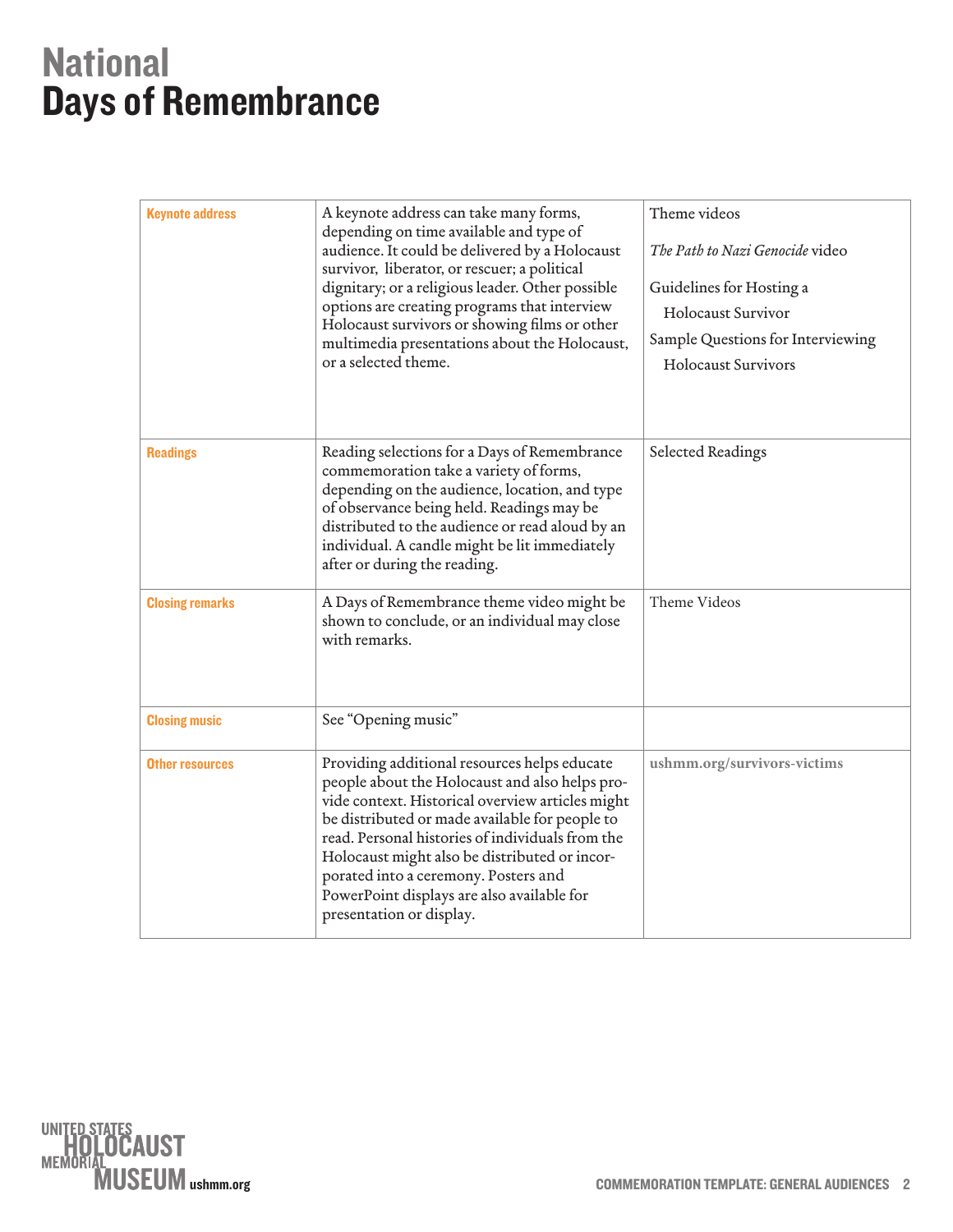# National Days of Remembrance

| | | |
|---|---|---|
| **Keynote address** | A keynote address can take many forms, depending on time available and type of audience. It could be delivered by a Holocaust survivor, liberator, or rescuer; a political dignitary; or a religious leader. Other possible options are creating programs that interview Holocaust survivors or showing films or other multimedia presentations about the Holocaust, or a selected theme. | Theme videos<br><br>*The Path to Nazi Genocide* video<br><br>Guidelines for Hosting a Holocaust Survivor<br><br>Sample Questions for Interviewing Holocaust Survivors |
| **Readings** | Reading selections for a Days of Remembrance commemoration take a variety of forms, depending on the audience, location, and type of observance being held. Readings may be distributed to the audience or read aloud by an individual. A candle might be lit immediately after or during the reading. | Selected Readings |
| **Closing remarks** | A Days of Remembrance theme video might be shown to conclude, or an individual may close with remarks. | Theme Videos |
| **Closing music** | See "Opening music" | |
| **Other resources** | Providing additional resources helps educate people about the Holocaust and also helps provide context. Historical overview articles might be distributed or made available for people to read. Personal histories of individuals from the Holocaust might also be distributed or incorporated into a ceremony. Posters and PowerPoint displays are also available for presentation or display. | ushmm.org/survivors-victims |